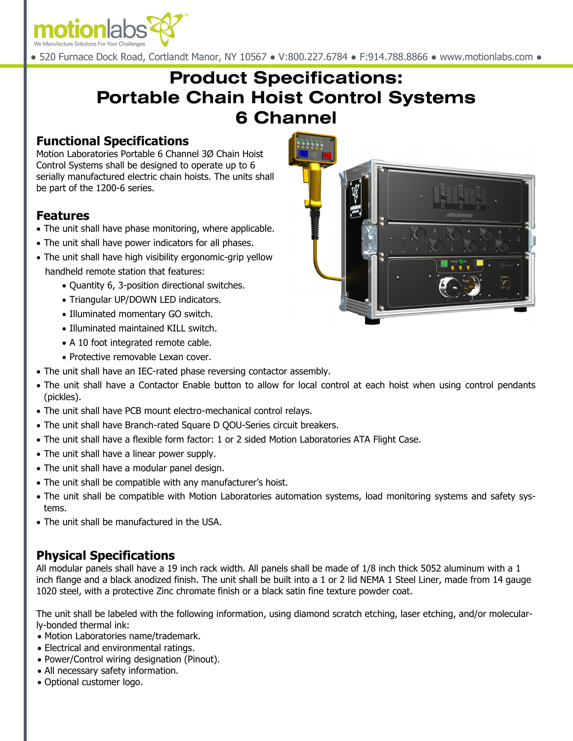# Product Specifications: Portable Chain Hoist Control Systems 6 Channel

## Functional Specifications

Motion Laboratories Portable 6 Channel 3Ø Chain Hoist Control Systems shall be designed to operate up to 6 serially manufactured electric chain hoists. The units shall be part of the 1200-6 series.

## Features

- The unit shall have phase monitoring, where applicable.
- The unit shall have power indicators for all phases.
- The unit shall have high visibility ergonomic-grip yellow handheld remote station that features:
  - Quantity 6, 3-position directional switches.
  - Triangular UP/DOWN LED indicators.
  - Illuminated momentary GO switch.
  - Illuminated maintained KILL switch.
  - A 10 foot integrated remote cable.
  - Protective removable Lexan cover.
- The unit shall have an IEC-rated phase reversing contactor assembly.
- The unit shall have a Contactor Enable button to allow for local control at each hoist when using control pendants (pickles).
- The unit shall have PCB mount electro-mechanical control relays.
- The unit shall have Branch-rated Square D QOU-Series circuit breakers.
- The unit shall have a flexible form factor: 1 or 2 sided Motion Laboratories ATA Flight Case.
- The unit shall have a linear power supply.
- The unit shall have a modular panel design.
- The unit shall be compatible with any manufacturer's hoist.
- The unit shall be compatible with Motion Laboratories automation systems, load monitoring systems and safety systems.
- The unit shall be manufactured in the USA.

## Physical Specifications

All modular panels shall have a 19 inch rack width. All panels shall be made of 1/8 inch thick 5052 aluminum with a 1 inch flange and a black anodized finish. The unit shall be built into a 1 or 2 lid NEMA 1 Steel Liner, made from 14 gauge 1020 steel, with a protective Zinc chromate finish or a black satin fine texture powder coat.

The unit shall be labeled with the following information, using diamond scratch etching, laser etching, and/or molecularly-bonded thermal ink:

- Motion Laboratories name/trademark.
- Electrical and environmental ratings.
- Power/Control wiring designation (Pinout).
- All necessary safety information.
- Optional customer logo.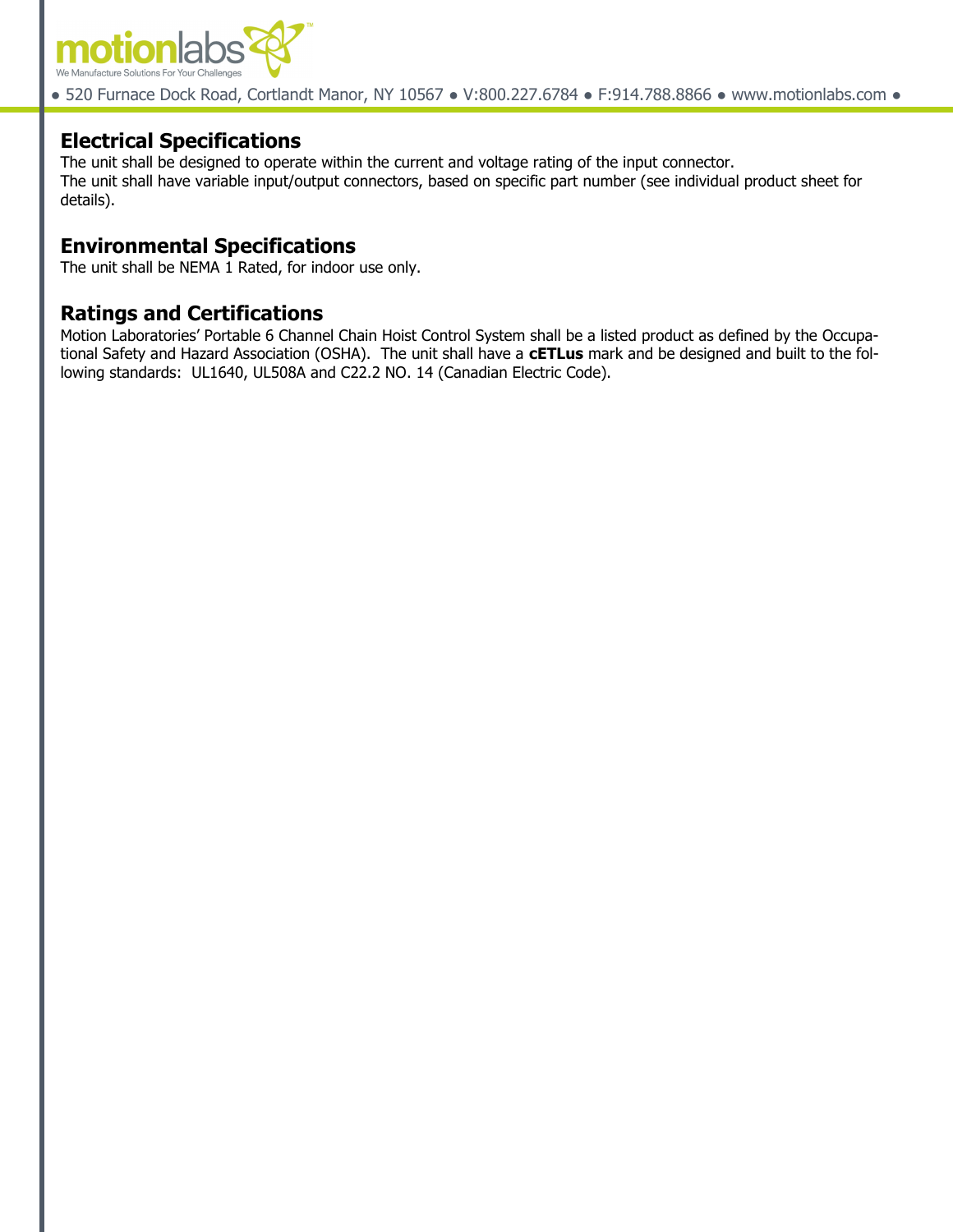## Electrical Specifications

The unit shall be designed to operate within the current and voltage rating of the input connector.
The unit shall have variable input/output connectors, based on specific part number (see individual product sheet for details).

## Environmental Specifications

The unit shall be NEMA 1 Rated, for indoor use only.

## Ratings and Certifications

Motion Laboratories' Portable 6 Channel Chain Hoist Control System shall be a listed product as defined by the Occupational Safety and Hazard Association (OSHA). The unit shall have a **cETLus** mark and be designed and built to the following standards: UL1640, UL508A and C22.2 NO. 14 (Canadian Electric Code).